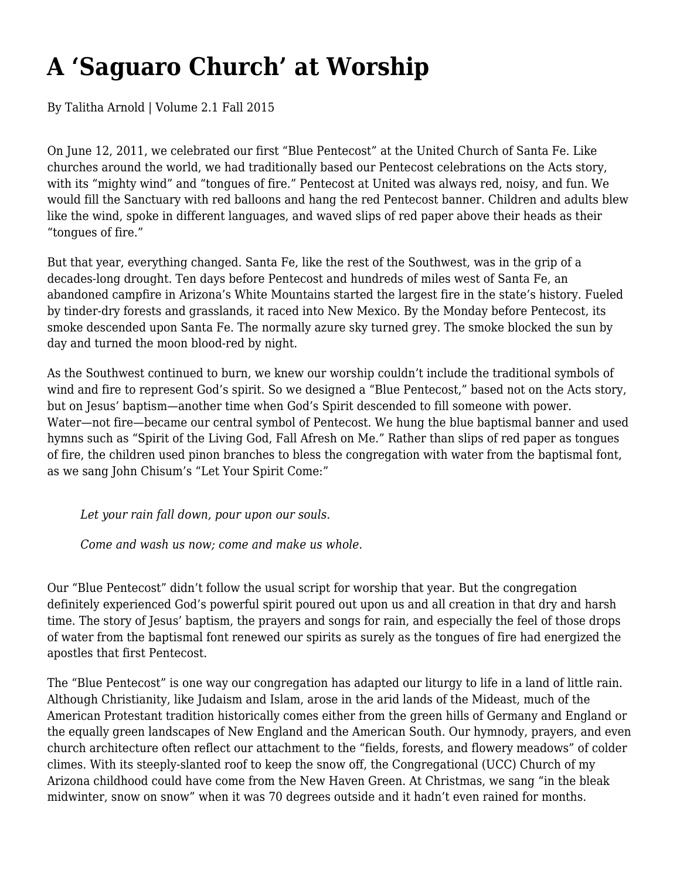# A 'Saguaro Church' at Worship

By Talitha Arnold | Volume 2.1 Fall 2015

On June 12, 2011, we celebrated our first "Blue Pentecost" at the United Church of Santa Fe. Like churches around the world, we had traditionally based our Pentecost celebrations on the Acts story, with its "mighty wind" and "tongues of fire." Pentecost at United was always red, noisy, and fun. We would fill the Sanctuary with red balloons and hang the red Pentecost banner. Children and adults blew like the wind, spoke in different languages, and waved slips of red paper above their heads as their "tongues of fire."

But that year, everything changed. Santa Fe, like the rest of the Southwest, was in the grip of a decades-long drought. Ten days before Pentecost and hundreds of miles west of Santa Fe, an abandoned campfire in Arizona's White Mountains started the largest fire in the state's history. Fueled by tinder-dry forests and grasslands, it raced into New Mexico. By the Monday before Pentecost, its smoke descended upon Santa Fe. The normally azure sky turned grey. The smoke blocked the sun by day and turned the moon blood-red by night.

As the Southwest continued to burn, we knew our worship couldn't include the traditional symbols of wind and fire to represent God's spirit. So we designed a "Blue Pentecost," based not on the Acts story, but on Jesus' baptism—another time when God's Spirit descended to fill someone with power. Water—not fire—became our central symbol of Pentecost. We hung the blue baptismal banner and used hymns such as "Spirit of the Living God, Fall Afresh on Me." Rather than slips of red paper as tongues of fire, the children used pinon branches to bless the congregation with water from the baptismal font, as we sang John Chisum's "Let Your Spirit Come:"

> *Let your rain fall down, pour upon our souls.*
>
> *Come and wash us now; come and make us whole.*

Our "Blue Pentecost" didn't follow the usual script for worship that year. But the congregation definitely experienced God's powerful spirit poured out upon us and all creation in that dry and harsh time. The story of Jesus' baptism, the prayers and songs for rain, and especially the feel of those drops of water from the baptismal font renewed our spirits as surely as the tongues of fire had energized the apostles that first Pentecost.

The "Blue Pentecost" is one way our congregation has adapted our liturgy to life in a land of little rain. Although Christianity, like Judaism and Islam, arose in the arid lands of the Mideast, much of the American Protestant tradition historically comes either from the green hills of Germany and England or the equally green landscapes of New England and the American South. Our hymnody, prayers, and even church architecture often reflect our attachment to the "fields, forests, and flowery meadows" of colder climes. With its steeply-slanted roof to keep the snow off, the Congregational (UCC) Church of my Arizona childhood could have come from the New Haven Green. At Christmas, we sang "in the bleak midwinter, snow on snow" when it was 70 degrees outside and it hadn't even rained for months.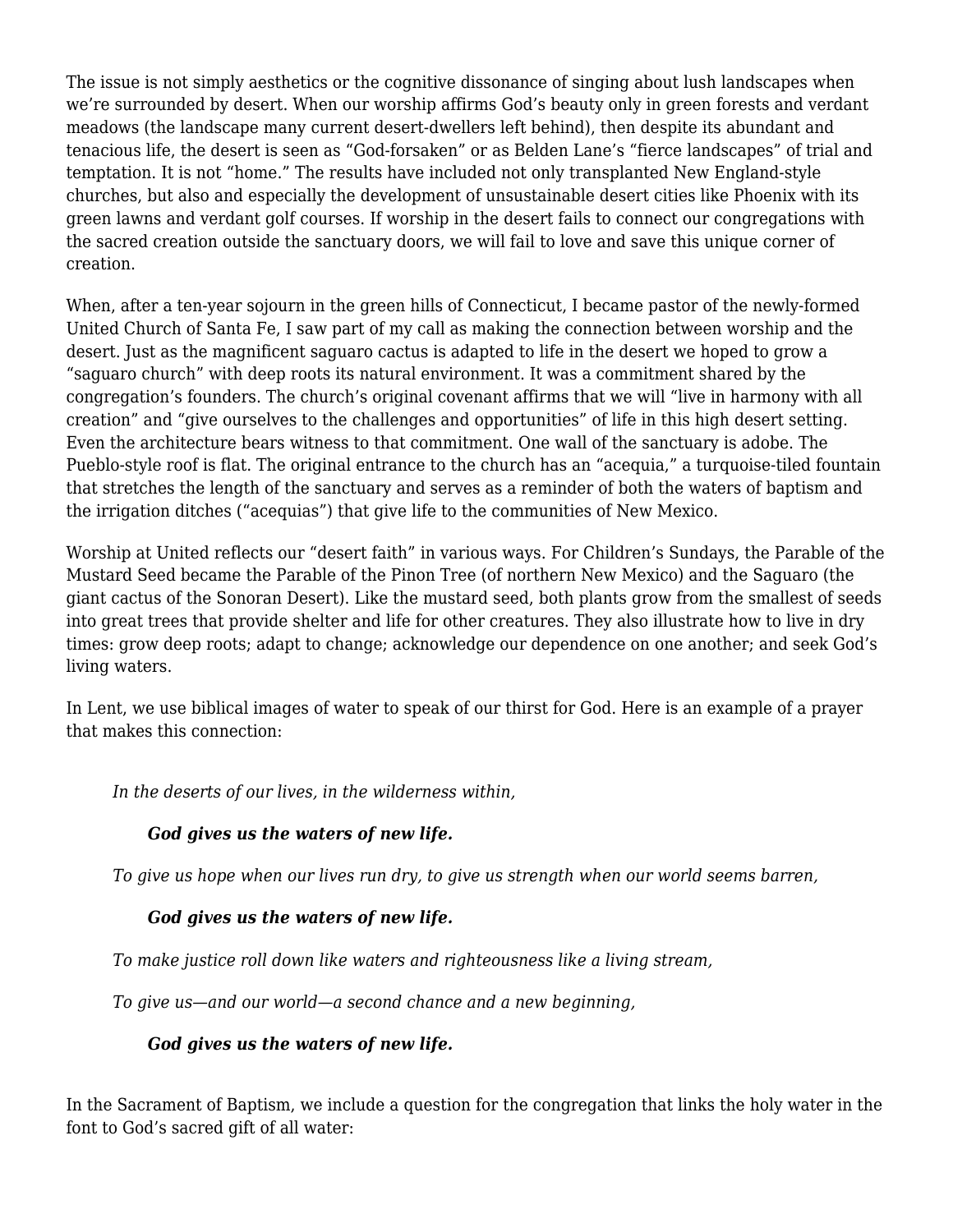The issue is not simply aesthetics or the cognitive dissonance of singing about lush landscapes when we're surrounded by desert. When our worship affirms God's beauty only in green forests and verdant meadows (the landscape many current desert-dwellers left behind), then despite its abundant and tenacious life, the desert is seen as "God-forsaken" or as Belden Lane's "fierce landscapes" of trial and temptation. It is not "home." The results have included not only transplanted New England-style churches, but also and especially the development of unsustainable desert cities like Phoenix with its green lawns and verdant golf courses. If worship in the desert fails to connect our congregations with the sacred creation outside the sanctuary doors, we will fail to love and save this unique corner of creation.

When, after a ten-year sojourn in the green hills of Connecticut, I became pastor of the newly-formed United Church of Santa Fe, I saw part of my call as making the connection between worship and the desert. Just as the magnificent saguaro cactus is adapted to life in the desert we hoped to grow a "saguaro church" with deep roots its natural environment. It was a commitment shared by the congregation's founders. The church's original covenant affirms that we will "live in harmony with all creation" and "give ourselves to the challenges and opportunities" of life in this high desert setting. Even the architecture bears witness to that commitment. One wall of the sanctuary is adobe. The Pueblo-style roof is flat. The original entrance to the church has an "acequia," a turquoise-tiled fountain that stretches the length of the sanctuary and serves as a reminder of both the waters of baptism and the irrigation ditches ("acequias") that give life to the communities of New Mexico.

Worship at United reflects our "desert faith" in various ways. For Children's Sundays, the Parable of the Mustard Seed became the Parable of the Pinon Tree (of northern New Mexico) and the Saguaro (the giant cactus of the Sonoran Desert). Like the mustard seed, both plants grow from the smallest of seeds into great trees that provide shelter and life for other creatures. They also illustrate how to live in dry times: grow deep roots; adapt to change; acknowledge our dependence on one another; and seek God's living waters.

In Lent, we use biblical images of water to speak of our thirst for God. Here is an example of a prayer that makes this connection:

> *In the deserts of our lives, in the wilderness within,*
>
> ***God gives us the waters of new life.***
>
> *To give us hope when our lives run dry, to give us strength when our world seems barren,*
>
> ***God gives us the waters of new life.***
>
> *To make justice roll down like waters and righteousness like a living stream,*
>
> *To give us—and our world—a second chance and a new beginning,*
>
> ***God gives us the waters of new life.***

In the Sacrament of Baptism, we include a question for the congregation that links the holy water in the font to God's sacred gift of all water: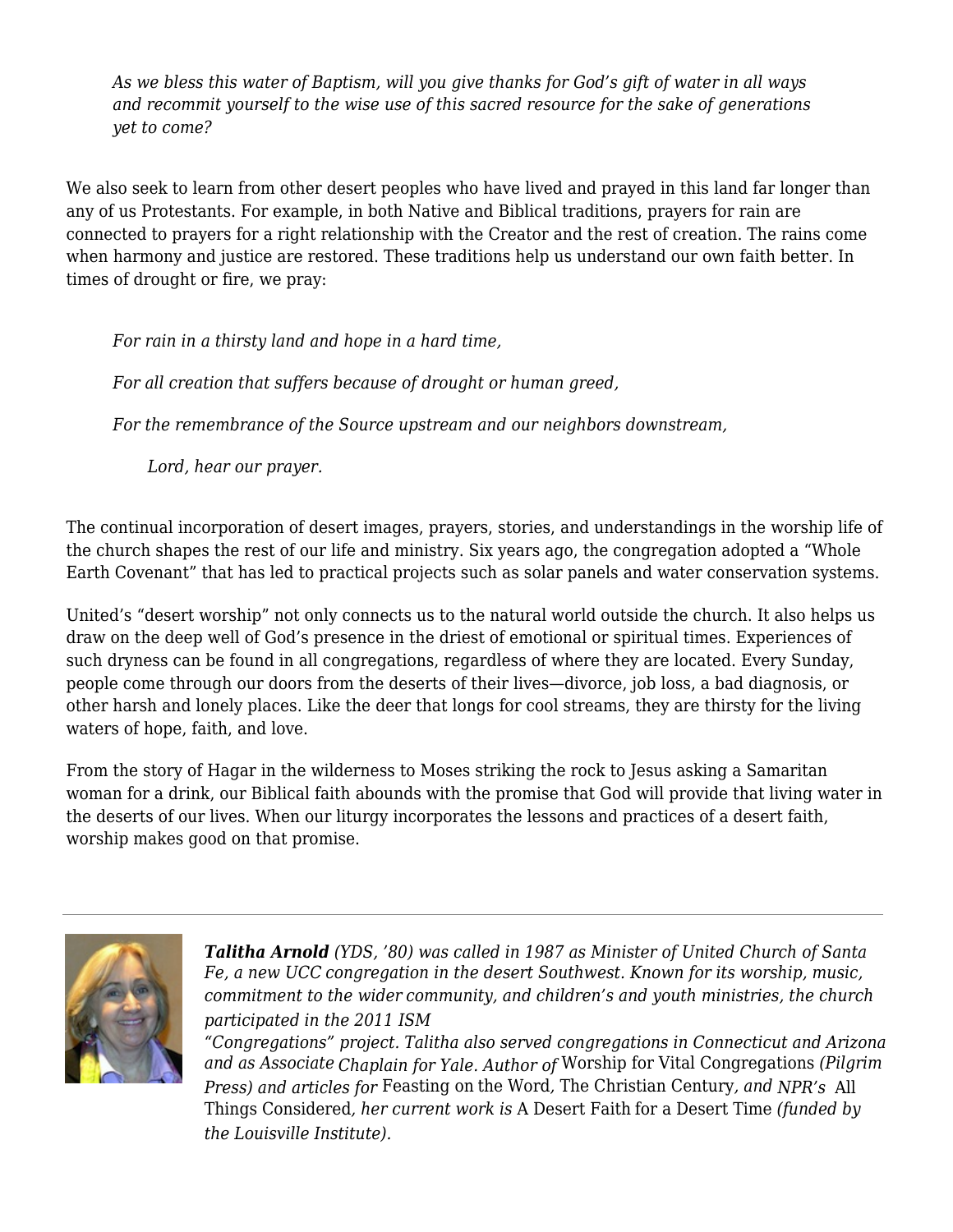*As we bless this water of Baptism, will you give thanks for God's gift of water in all ways and recommit yourself to the wise use of this sacred resource for the sake of generations yet to come?*

We also seek to learn from other desert peoples who have lived and prayed in this land far longer than any of us Protestants. For example, in both Native and Biblical traditions, prayers for rain are connected to prayers for a right relationship with the Creator and the rest of creation. The rains come when harmony and justice are restored. These traditions help us understand our own faith better. In times of drought or fire, we pray:

*For rain in a thirsty land and hope in a hard time,*

*For all creation that suffers because of drought or human greed,*

*For the remembrance of the Source upstream and our neighbors downstream,*

*Lord, hear our prayer.*

The continual incorporation of desert images, prayers, stories, and understandings in the worship life of the church shapes the rest of our life and ministry. Six years ago, the congregation adopted a "Whole Earth Covenant" that has led to practical projects such as solar panels and water conservation systems.

United's "desert worship" not only connects us to the natural world outside the church. It also helps us draw on the deep well of God's presence in the driest of emotional or spiritual times. Experiences of such dryness can be found in all congregations, regardless of where they are located. Every Sunday, people come through our doors from the deserts of their lives—divorce, job loss, a bad diagnosis, or other harsh and lonely places. Like the deer that longs for cool streams, they are thirsty for the living waters of hope, faith, and love.

From the story of Hagar in the wilderness to Moses striking the rock to Jesus asking a Samaritan woman for a drink, our Biblical faith abounds with the promise that God will provide that living water in the deserts of our lives. When our liturgy incorporates the lessons and practices of a desert faith, worship makes good on that promise.

---

***Talitha Arnold*** *(YDS, '80) was called in 1987 as Minister of United Church of Santa Fe, a new UCC congregation in the desert Southwest. Known for its worship, music, commitment to the wider community, and children's and youth ministries, the church participated in the 2011 ISM "Congregations" project. Talitha also served congregations in Connecticut and Arizona and as Associate Chaplain for Yale. Author of* Worship for Vital Congregations *(Pilgrim Press) and articles for* Feasting on the Word, The Christian Century*, and NPR's* All Things Considered*, her current work is* A Desert Faith for a Desert Time *(funded by the Louisville Institute).*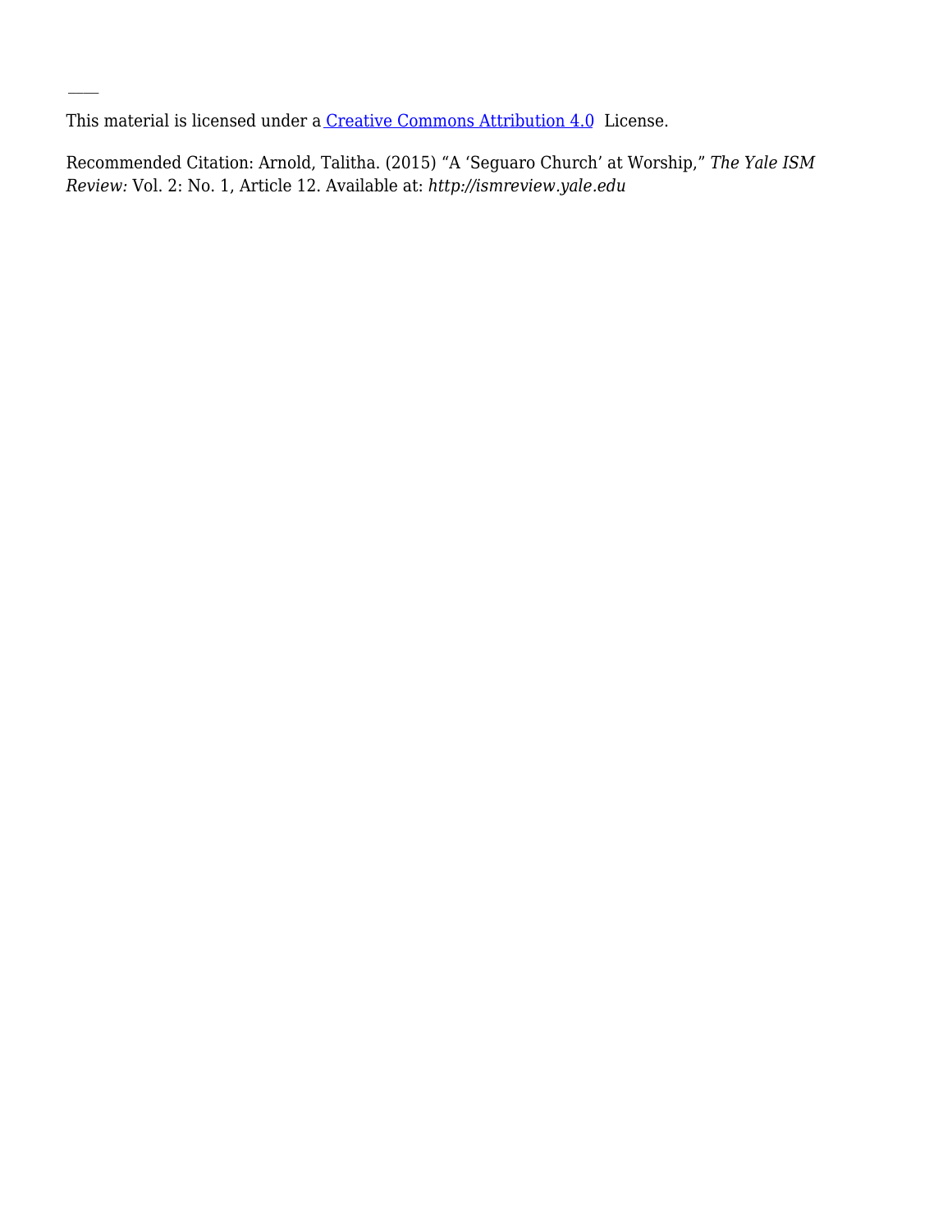———

This material is licensed under a [Creative Commons Attribution 4.0](https://creativecommons.org/licenses/by/4.0/) License.

Recommended Citation: Arnold, Talitha. (2015) "A 'Seguaro Church' at Worship," *The Yale ISM Review:* Vol. 2: No. 1, Article 12. Available at: *http://ismreview.yale.edu*